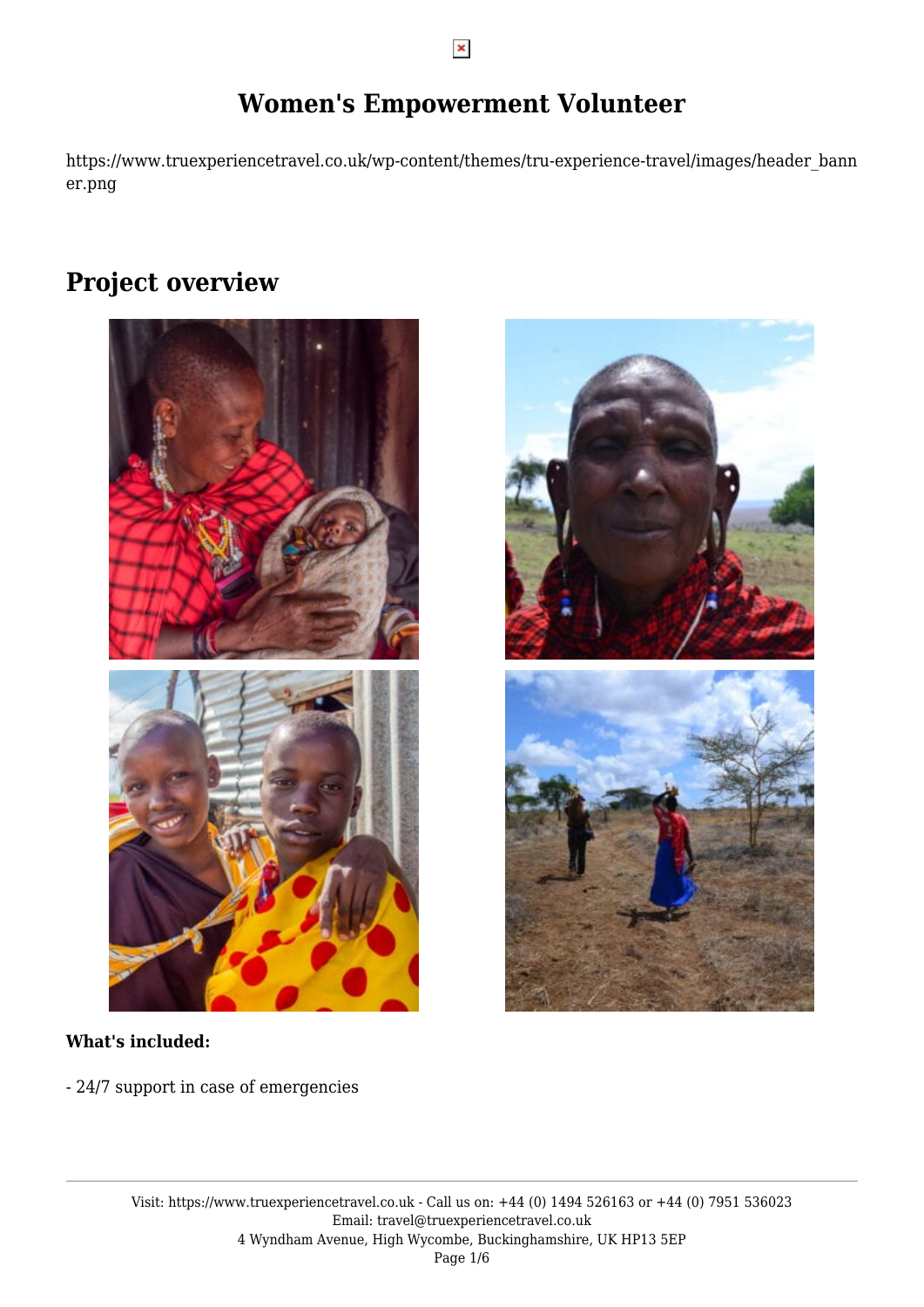# Women's Empowerment Volunteer

https://www.truexperiencetravel.co.uk/wp-content/themes/tru-experience-travel/images/header_banner.png

## Project overview

**What's included:**

- 24/7 support in case of emergencies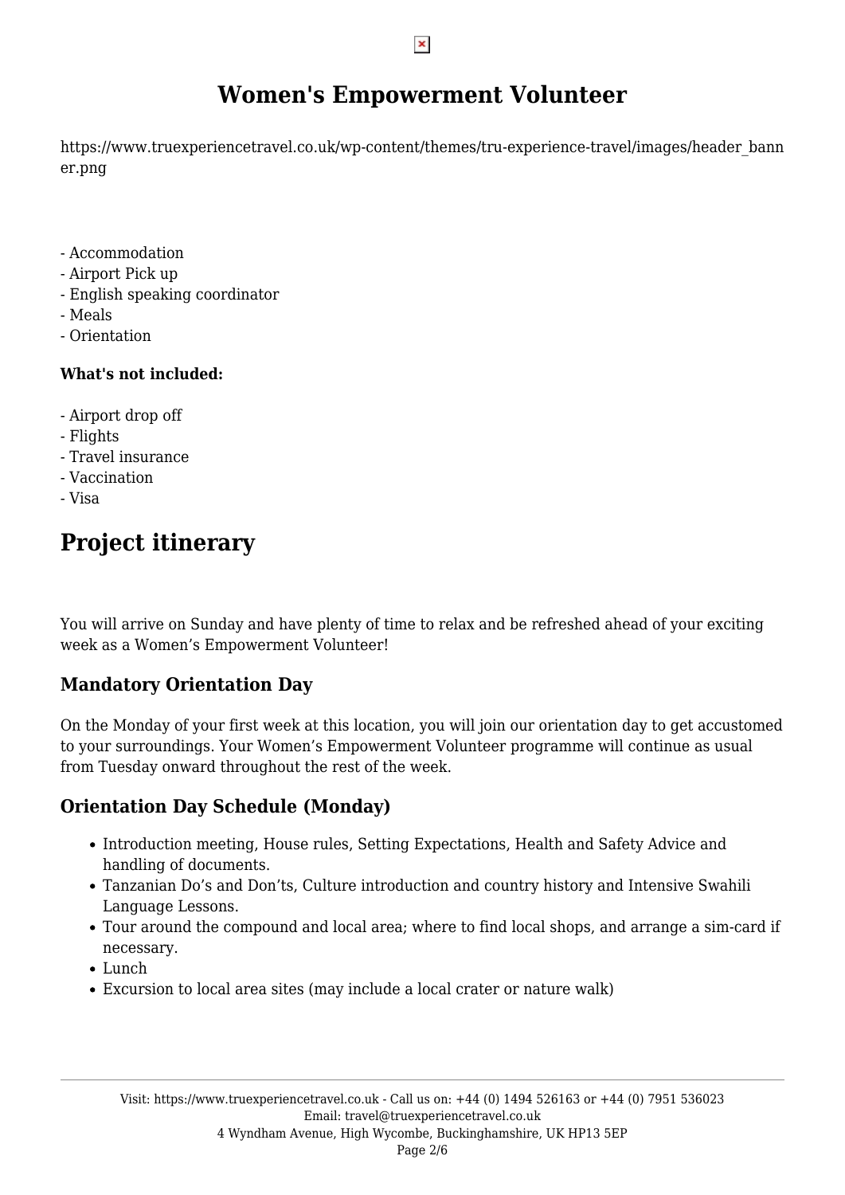# Women's Empowerment Volunteer

https://www.truexperiencetravel.co.uk/wp-content/themes/tru-experience-travel/images/header_banner.png

- Accommodation
- Airport Pick up
- English speaking coordinator
- Meals
- Orientation

**What's not included:**

- Airport drop off
- Flights
- Travel insurance
- Vaccination
- Visa

# Project itinerary

You will arrive on Sunday and have plenty of time to relax and be refreshed ahead of your exciting week as a Women's Empowerment Volunteer!

## Mandatory Orientation Day

On the Monday of your first week at this location, you will join our orientation day to get accustomed to your surroundings. Your Women's Empowerment Volunteer programme will continue as usual from Tuesday onward throughout the rest of the week.

## Orientation Day Schedule (Monday)

- Introduction meeting, House rules, Setting Expectations, Health and Safety Advice and handling of documents.
- Tanzanian Do's and Don'ts, Culture introduction and country history and Intensive Swahili Language Lessons.
- Tour around the compound and local area; where to find local shops, and arrange a sim-card if necessary.
- Lunch
- Excursion to local area sites (may include a local crater or nature walk)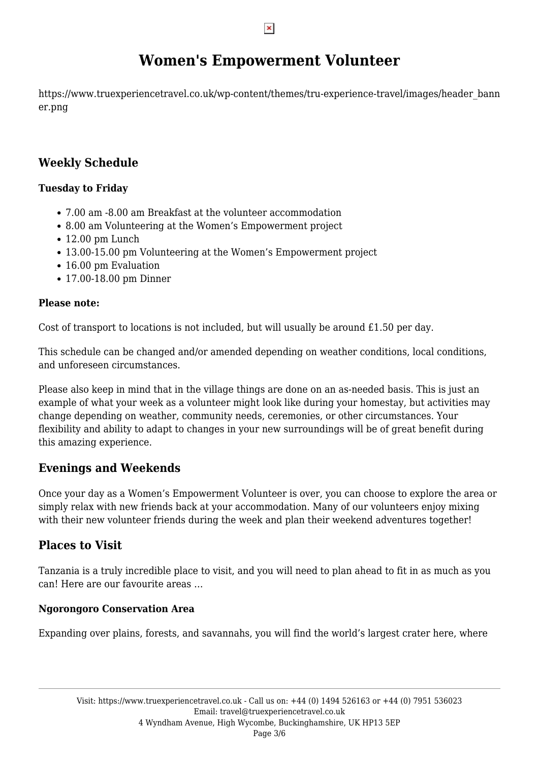# Women's Empowerment Volunteer

https://www.truexperiencetravel.co.uk/wp-content/themes/tru-experience-travel/images/header_banner.png

## Weekly Schedule

**Tuesday to Friday**

- 7.00 am -8.00 am Breakfast at the volunteer accommodation
- 8.00 am Volunteering at the Women's Empowerment project
- 12.00 pm Lunch
- 13.00-15.00 pm Volunteering at the Women's Empowerment project
- 16.00 pm Evaluation
- 17.00-18.00 pm Dinner

**Please note:**

Cost of transport to locations is not included, but will usually be around £1.50 per day.

This schedule can be changed and/or amended depending on weather conditions, local conditions, and unforeseen circumstances.

Please also keep in mind that in the village things are done on an as-needed basis. This is just an example of what your week as a volunteer might look like during your homestay, but activities may change depending on weather, community needs, ceremonies, or other circumstances. Your flexibility and ability to adapt to changes in your new surroundings will be of great benefit during this amazing experience.

## Evenings and Weekends

Once your day as a Women's Empowerment Volunteer is over, you can choose to explore the area or simply relax with new friends back at your accommodation. Many of our volunteers enjoy mixing with their new volunteer friends during the week and plan their weekend adventures together!

## Places to Visit

Tanzania is a truly incredible place to visit, and you will need to plan ahead to fit in as much as you can! Here are our favourite areas …

**Ngorongoro Conservation Area**

Expanding over plains, forests, and savannahs, you will find the world's largest crater here, where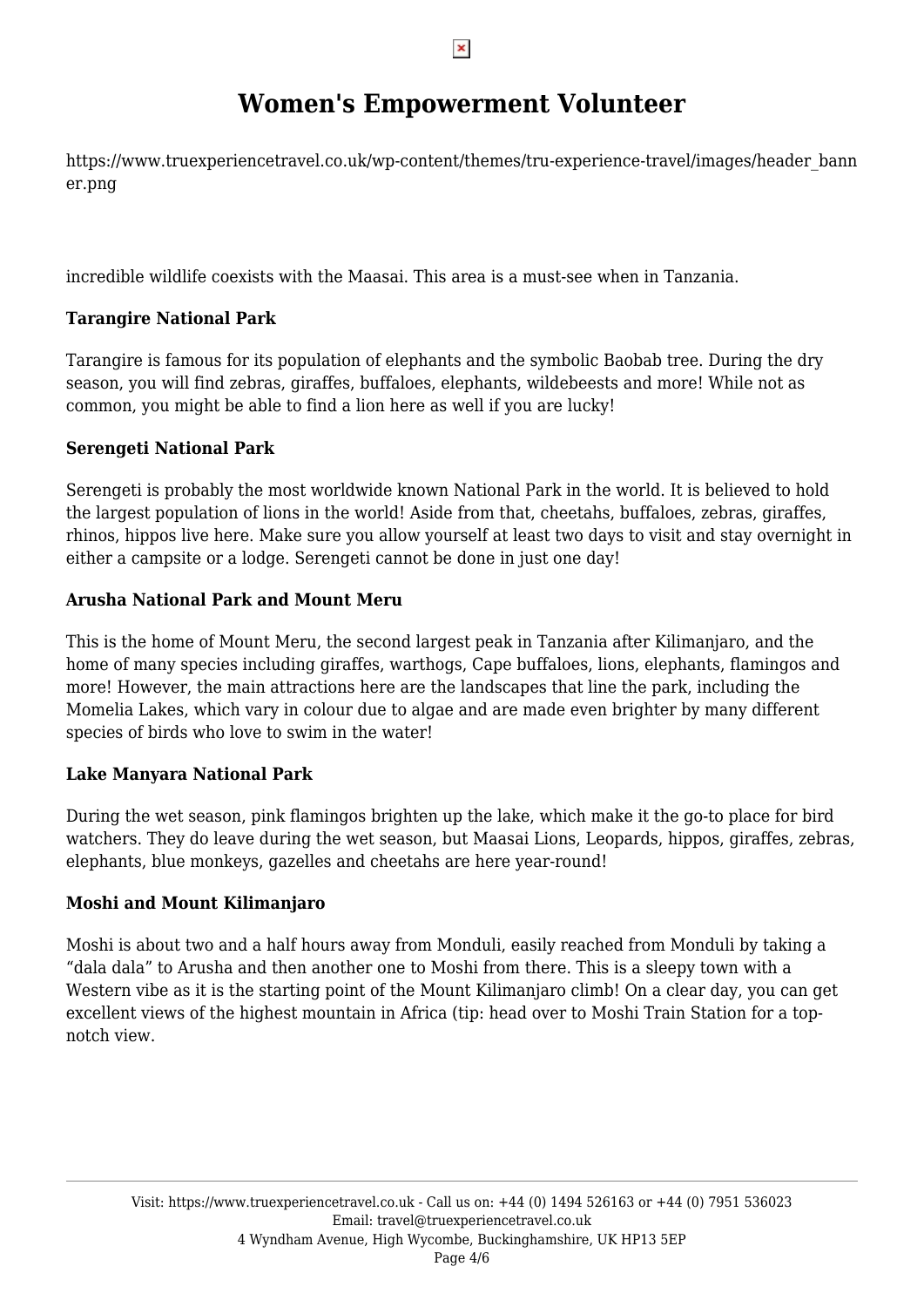# Women's Empowerment Volunteer

https://www.truexperiencetravel.co.uk/wp-content/themes/tru-experience-travel/images/header_banner.png

incredible wildlife coexists with the Maasai. This area is a must-see when in Tanzania.

**Tarangire National Park**

Tarangire is famous for its population of elephants and the symbolic Baobab tree. During the dry season, you will find zebras, giraffes, buffaloes, elephants, wildebeests and more! While not as common, you might be able to find a lion here as well if you are lucky!

**Serengeti National Park**

Serengeti is probably the most worldwide known National Park in the world. It is believed to hold the largest population of lions in the world! Aside from that, cheetahs, buffaloes, zebras, giraffes, rhinos, hippos live here. Make sure you allow yourself at least two days to visit and stay overnight in either a campsite or a lodge. Serengeti cannot be done in just one day!

**Arusha National Park and Mount Meru**

This is the home of Mount Meru, the second largest peak in Tanzania after Kilimanjaro, and the home of many species including giraffes, warthogs, Cape buffaloes, lions, elephants, flamingos and more! However, the main attractions here are the landscapes that line the park, including the Momelia Lakes, which vary in colour due to algae and are made even brighter by many different species of birds who love to swim in the water!

**Lake Manyara National Park**

During the wet season, pink flamingos brighten up the lake, which make it the go-to place for bird watchers. They do leave during the wet season, but Maasai Lions, Leopards, hippos, giraffes, zebras, elephants, blue monkeys, gazelles and cheetahs are here year-round!

**Moshi and Mount Kilimanjaro**

Moshi is about two and a half hours away from Monduli, easily reached from Monduli by taking a "dala dala" to Arusha and then another one to Moshi from there. This is a sleepy town with a Western vibe as it is the starting point of the Mount Kilimanjaro climb! On a clear day, you can get excellent views of the highest mountain in Africa (tip: head over to Moshi Train Station for a top-notch view.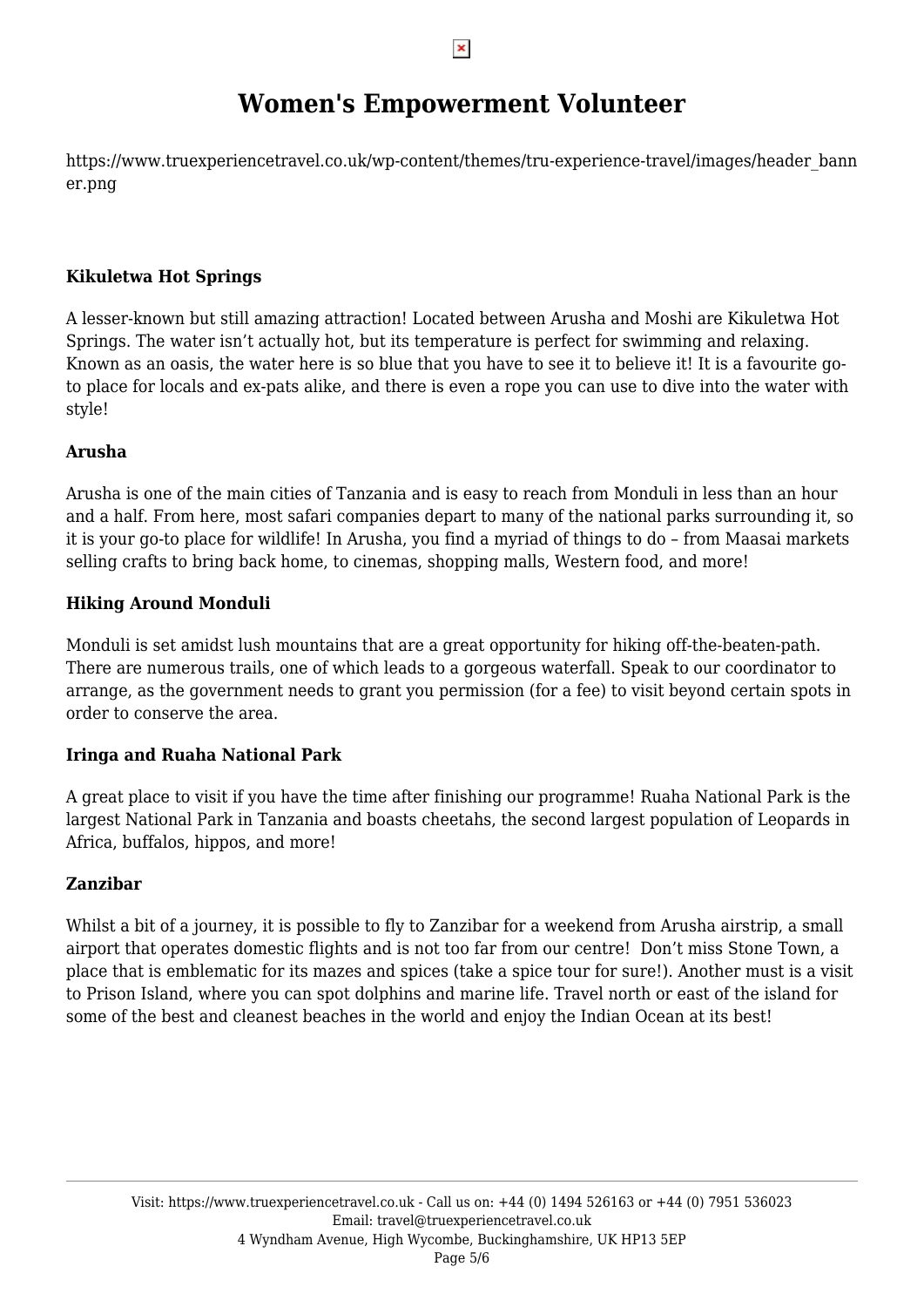# Women's Empowerment Volunteer

https://www.truexperiencetravel.co.uk/wp-content/themes/tru-experience-travel/images/header_banner.png

**Kikuletwa Hot Springs**

A lesser-known but still amazing attraction! Located between Arusha and Moshi are Kikuletwa Hot Springs. The water isn't actually hot, but its temperature is perfect for swimming and relaxing. Known as an oasis, the water here is so blue that you have to see it to believe it! It is a favourite go-to place for locals and ex-pats alike, and there is even a rope you can use to dive into the water with style!

**Arusha**

Arusha is one of the main cities of Tanzania and is easy to reach from Monduli in less than an hour and a half. From here, most safari companies depart to many of the national parks surrounding it, so it is your go-to place for wildlife! In Arusha, you find a myriad of things to do – from Maasai markets selling crafts to bring back home, to cinemas, shopping malls, Western food, and more!

**Hiking Around Monduli**

Monduli is set amidst lush mountains that are a great opportunity for hiking off-the-beaten-path. There are numerous trails, one of which leads to a gorgeous waterfall. Speak to our coordinator to arrange, as the government needs to grant you permission (for a fee) to visit beyond certain spots in order to conserve the area.

**Iringa and Ruaha National Park**

A great place to visit if you have the time after finishing our programme! Ruaha National Park is the largest National Park in Tanzania and boasts cheetahs, the second largest population of Leopards in Africa, buffalos, hippos, and more!

**Zanzibar**

Whilst a bit of a journey, it is possible to fly to Zanzibar for a weekend from Arusha airstrip, a small airport that operates domestic flights and is not too far from our centre! Don't miss Stone Town, a place that is emblematic for its mazes and spices (take a spice tour for sure!). Another must is a visit to Prison Island, where you can spot dolphins and marine life. Travel north or east of the island for some of the best and cleanest beaches in the world and enjoy the Indian Ocean at its best!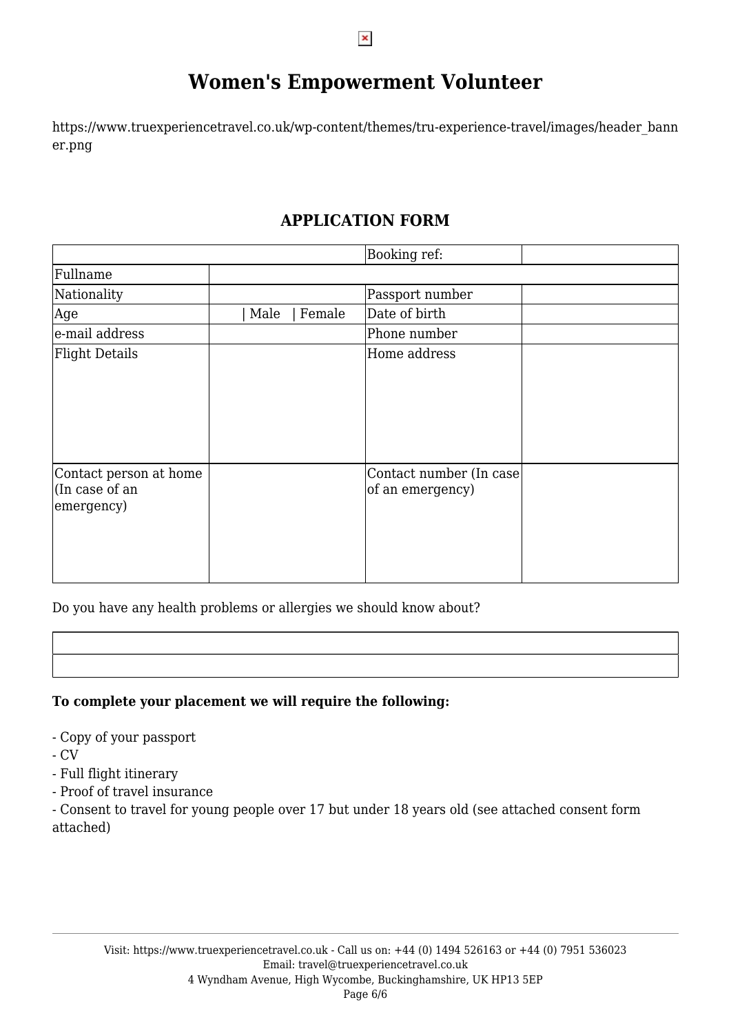# Women's Empowerment Volunteer

https://www.truexperiencetravel.co.uk/wp-content/themes/tru-experience-travel/images/header_banner.png

## APPLICATION FORM

| | | | |
|---|---|---|---|
| | | Booking ref: | |
| Fullname | | | |
| Nationality | | Passport number | |
| Age | \| Male \| Female | Date of birth | |
| e-mail address | | Phone number | |
| Flight Details | | Home address | |
| Contact person at home (In case of an emergency) | | Contact number (In case of an emergency) | |

Do you have any health problems or allergies we should know about?

| |
|---|
| |
| |

**To complete your placement we will require the following:**

- Copy of your passport
- CV
- Full flight itinerary
- Proof of travel insurance
- Consent to travel for young people over 17 but under 18 years old (see attached consent form attached)

Visit: https://www.truexperiencetravel.co.uk - Call us on: +44 (0) 1494 526163 or +44 (0) 7951 536023
Email: travel@truexperiencetravel.co.uk
4 Wyndham Avenue, High Wycombe, Buckinghamshire, UK HP13 5EP